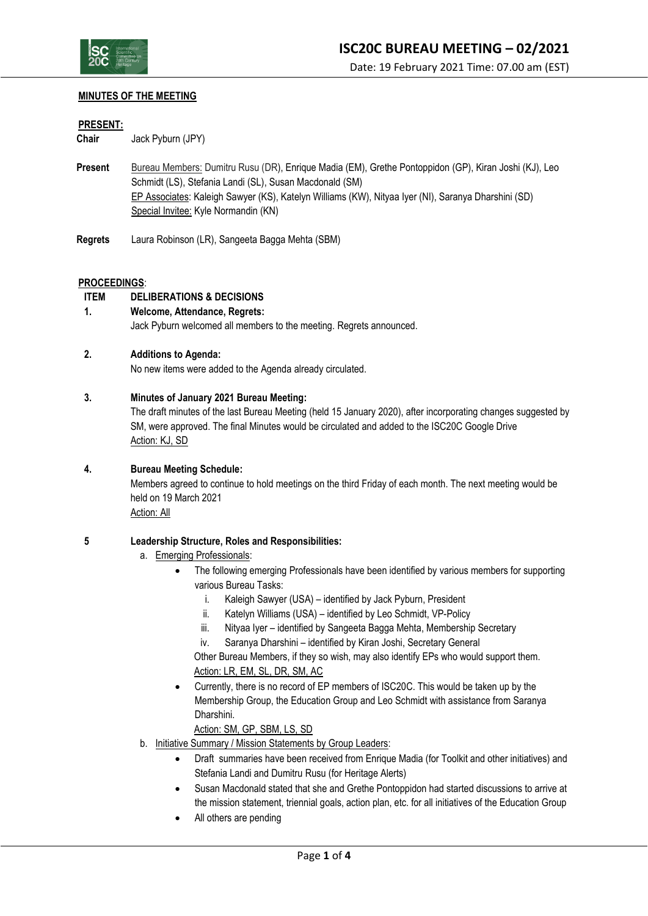# ISC20C BUREAU MEETING – 02/2021

Date: 19 February 2021 Time: 07.00 am (EST)

**MINUTES OF THE MEETING**

**PRESENT:**

**Chair** Jack Pyburn (JPY)

**Present** Bureau Members: Dumitru Rusu (DR), Enrique Madia (EM), Grethe Pontoppidon (GP), Kiran Joshi (KJ), Leo Schmidt (LS), Stefania Landi (SL), Susan Macdonald (SM)
EP Associates: Kaleigh Sawyer (KS), Katelyn Williams (KW), Nityaa Iyer (NI), Saranya Dharshini (SD)
Special Invitee: Kyle Normandin (KN)

**Regrets** Laura Robinson (LR), Sangeeta Bagga Mehta (SBM)

**PROCEEDINGS**:

| ITEM | DELIBERATIONS & DECISIONS |
|---|---|

**1. Welcome, Attendance, Regrets:**

Jack Pyburn welcomed all members to the meeting. Regrets announced.

**2. Additions to Agenda:**

No new items were added to the Agenda already circulated.

**3. Minutes of January 2021 Bureau Meeting:**

The draft minutes of the last Bureau Meeting (held 15 January 2020), after incorporating changes suggested by SM, were approved. The final Minutes would be circulated and added to the ISC20C Google Drive
Action: KJ, SD

**4. Bureau Meeting Schedule:**

Members agreed to continue to hold meetings on the third Friday of each month. The next meeting would be held on 19 March 2021
Action: All

**5 Leadership Structure, Roles and Responsibilities:**

a. Emerging Professionals:
   - The following emerging Professionals have been identified by various members for supporting various Bureau Tasks:
     i. Kaleigh Sawyer (USA) – identified by Jack Pyburn, President
     ii. Katelyn Williams (USA) – identified by Leo Schmidt, VP-Policy
     iii. Nityaa Iyer – identified by Sangeeta Bagga Mehta, Membership Secretary
     iv. Saranya Dharshini – identified by Kiran Joshi, Secretary General

     Other Bureau Members, if they so wish, may also identify EPs who would support them.
     Action: LR, EM, SL, DR, SM, AC
   - Currently, there is no record of EP members of ISC20C. This would be taken up by the Membership Group, the Education Group and Leo Schmidt with assistance from Saranya Dharshini.
     Action: SM, GP, SBM, LS, SD

b. Initiative Summary / Mission Statements by Group Leaders:
   - Draft summaries have been received from Enrique Madia (for Toolkit and other initiatives) and Stefania Landi and Dumitru Rusu (for Heritage Alerts)
   - Susan Macdonald stated that she and Grethe Pontoppidon had started discussions to arrive at the mission statement, triennial goals, action plan, etc. for all initiatives of the Education Group
   - All others are pending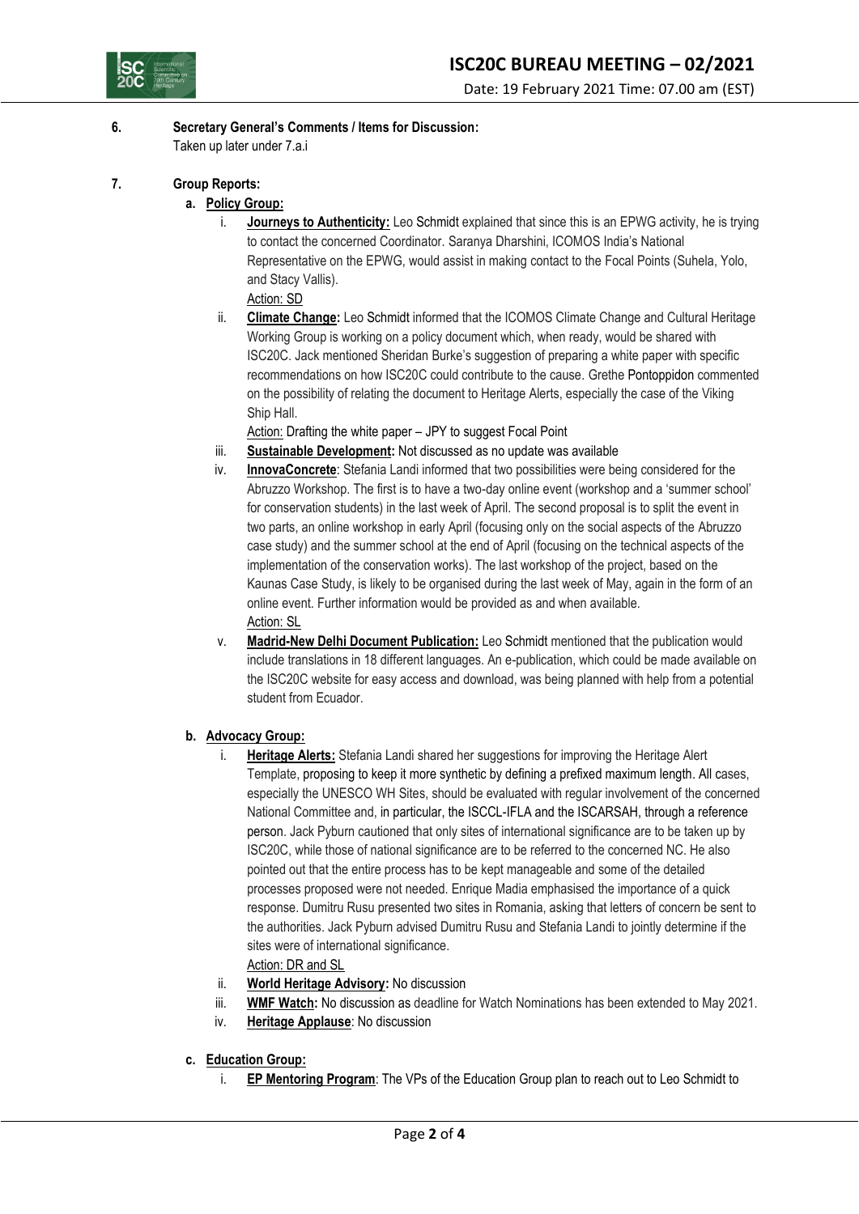**6. Secretary General's Comments / Items for Discussion:**

Taken up later under 7.a.i

**7. Group Reports:**

**a. <u>Policy Group:</u>**

i. **<u>Journeys to Authenticity:</u>** Leo Schmidt explained that since this is an EPWG activity, he is trying to contact the concerned Coordinator. Saranya Dharshini, ICOMOS India's National Representative on the EPWG, would assist in making contact to the Focal Points (Suhela, Yolo, and Stacy Vallis).
<u>Action: SD</u>

ii. **<u>Climate Change</u>:** Leo Schmidt informed that the ICOMOS Climate Change and Cultural Heritage Working Group is working on a policy document which, when ready, would be shared with ISC20C. Jack mentioned Sheridan Burke's suggestion of preparing a white paper with specific recommendations on how ISC20C could contribute to the cause. Grethe Pontoppidon commented on the possibility of relating the document to Heritage Alerts, especially the case of the Viking Ship Hall.
<u>Action:</u> Drafting the white paper – JPY to suggest Focal Point

iii. **<u>Sustainable Development</u>:** Not discussed as no update was available

iv. **<u>InnovaConcrete</u>**: Stefania Landi informed that two possibilities were being considered for the Abruzzo Workshop. The first is to have a two-day online event (workshop and a 'summer school' for conservation students) in the last week of April. The second proposal is to split the event in two parts, an online workshop in early April (focusing only on the social aspects of the Abruzzo case study) and the summer school at the end of April (focusing on the technical aspects of the implementation of the conservation works). The last workshop of the project, based on the Kaunas Case Study, is likely to be organised during the last week of May, again in the form of an online event. Further information would be provided as and when available.
<u>Action: SL</u>

v. **<u>Madrid-New Delhi Document Publication:</u>** Leo Schmidt mentioned that the publication would include translations in 18 different languages. An e-publication, which could be made available on the ISC20C website for easy access and download, was being planned with help from a potential student from Ecuador.

**b. <u>Advocacy Group:</u>**

i. **<u>Heritage Alerts:</u>** Stefania Landi shared her suggestions for improving the Heritage Alert Template, proposing to keep it more synthetic by defining a prefixed maximum length. All cases, especially the UNESCO WH Sites, should be evaluated with regular involvement of the concerned National Committee and, in particular, the ISCCL-IFLA and the ISCARSAH, through a reference person. Jack Pyburn cautioned that only sites of international significance are to be taken up by ISC20C, while those of national significance are to be referred to the concerned NC. He also pointed out that the entire process has to be kept manageable and some of the detailed processes proposed were not needed. Enrique Madia emphasised the importance of a quick response. Dumitru Rusu presented two sites in Romania, asking that letters of concern be sent to the authorities. Jack Pyburn advised Dumitru Rusu and Stefania Landi to jointly determine if the sites were of international significance.
<u>Action: DR and SL</u>

ii. **<u>World Heritage Advisory</u>:** No discussion

iii. **<u>WMF Watch</u>:** No discussion as deadline for Watch Nominations has been extended to May 2021.

iv. **<u>Heritage Applause</u>**: No discussion

**c. <u>Education Group:</u>**

i. **<u>EP Mentoring Program</u>**: The VPs of the Education Group plan to reach out to Leo Schmidt to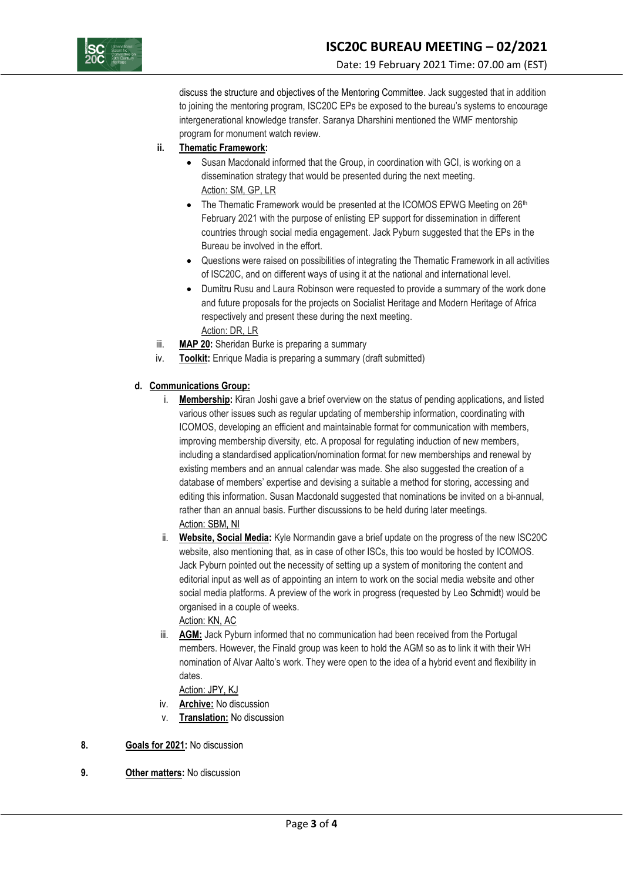discuss the structure and objectives of the Mentoring Committee. Jack suggested that in addition to joining the mentoring program, ISC20C EPs be exposed to the bureau's systems to encourage intergenerational knowledge transfer. Saranya Dharshini mentioned the WMF mentorship program for monument watch review.

ii. **Thematic Framework:**

- Susan Macdonald informed that the Group, in coordination with GCI, is working on a dissemination strategy that would be presented during the next meeting.
  Action: SM, GP, LR
- The Thematic Framework would be presented at the ICOMOS EPWG Meeting on 26th February 2021 with the purpose of enlisting EP support for dissemination in different countries through social media engagement. Jack Pyburn suggested that the EPs in the Bureau be involved in the effort.
- Questions were raised on possibilities of integrating the Thematic Framework in all activities of ISC20C, and on different ways of using it at the national and international level.
- Dumitru Rusu and Laura Robinson were requested to provide a summary of the work done and future proposals for the projects on Socialist Heritage and Modern Heritage of Africa respectively and present these during the next meeting.
  Action: DR, LR

iii. **MAP 20:** Sheridan Burke is preparing a summary

iv. **Toolkit:** Enrique Madia is preparing a summary (draft submitted)

**d. Communications Group:**

i. **Membership:** Kiran Joshi gave a brief overview on the status of pending applications, and listed various other issues such as regular updating of membership information, coordinating with ICOMOS, developing an efficient and maintainable format for communication with members, improving membership diversity, etc. A proposal for regulating induction of new members, including a standardised application/nomination format for new memberships and renewal by existing members and an annual calendar was made. She also suggested the creation of a database of members' expertise and devising a suitable a method for storing, accessing and editing this information. Susan Macdonald suggested that nominations be invited on a bi-annual, rather than an annual basis. Further discussions to be held during later meetings.
Action: SBM, NI

ii. **Website, Social Media:** Kyle Normandin gave a brief update on the progress of the new ISC20C website, also mentioning that, as in case of other ISCs, this too would be hosted by ICOMOS. Jack Pyburn pointed out the necessity of setting up a system of monitoring the content and editorial input as well as of appointing an intern to work on the social media website and other social media platforms. A preview of the work in progress (requested by Leo Schmidt) would be organised in a couple of weeks.
Action: KN, AC

iii. **AGM:** Jack Pyburn informed that no communication had been received from the Portugal members. However, the Finald group was keen to hold the AGM so as to link it with their WH nomination of Alvar Aalto's work. They were open to the idea of a hybrid event and flexibility in dates.
Action: JPY, KJ

iv. **Archive:** No discussion

v. **Translation:** No discussion

**8. Goals for 2021:** No discussion

**9. Other matters:** No discussion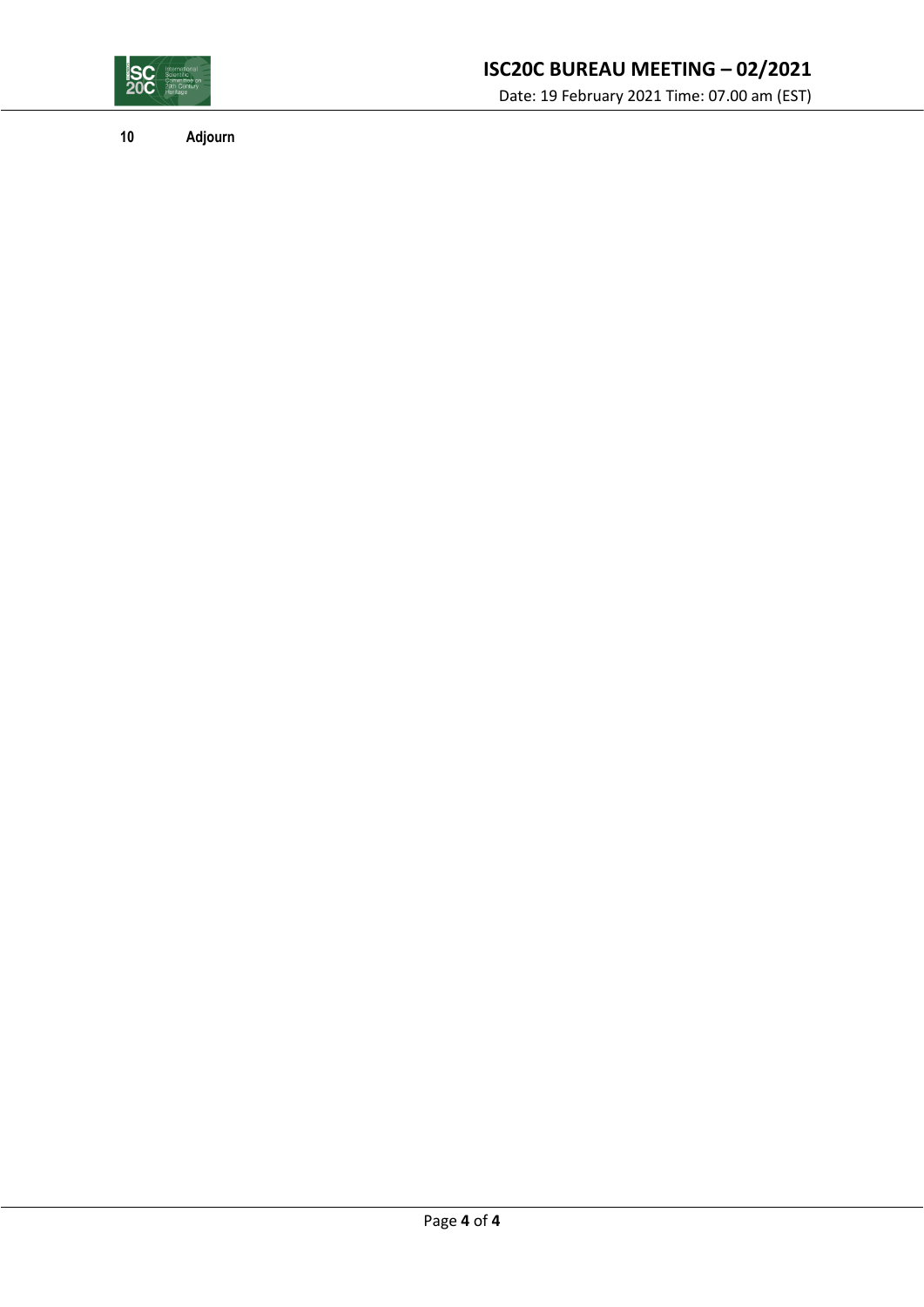**10 Adjourn**